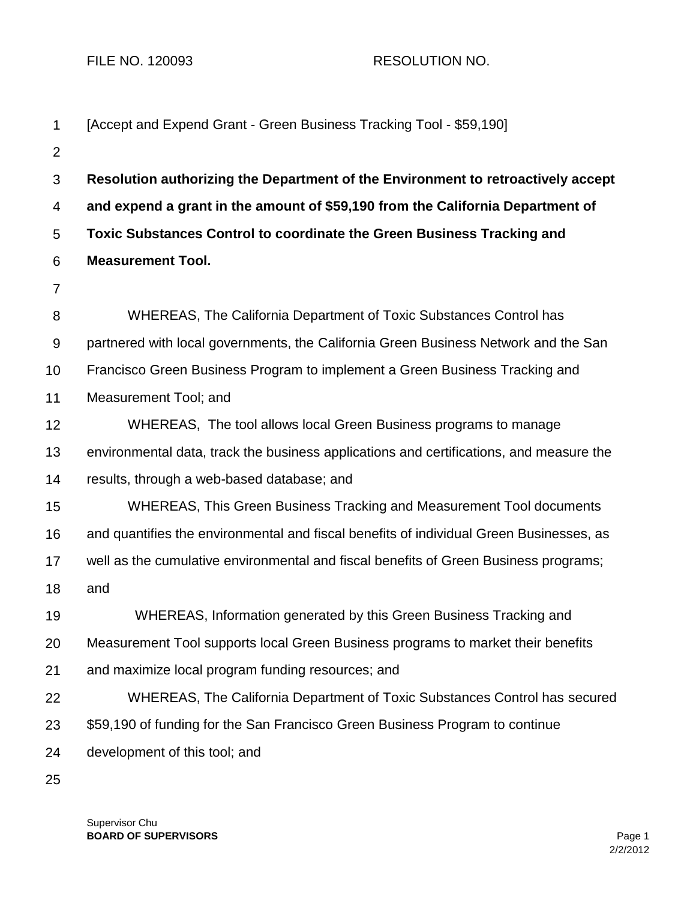FILE NO. 120093 RESOLUTION NO.

[Accept and Expend Grant - Green Business Tracking Tool - $59,190]

**Resolution authorizing the Department of the Environment to retroactively accept and expend a grant in the amount of $59,190 from the California Department of Toxic Substances Control to coordinate the Green Business Tracking and Measurement Tool.**

WHEREAS, The California Department of Toxic Substances Control has partnered with local governments, the California Green Business Network and the San Francisco Green Business Program to implement a Green Business Tracking and Measurement Tool; and

WHEREAS, The tool allows local Green Business programs to manage environmental data, track the business applications and certifications, and measure the results, through a web-based database; and

WHEREAS, This Green Business Tracking and Measurement Tool documents and quantifies the environmental and fiscal benefits of individual Green Businesses, as well as the cumulative environmental and fiscal benefits of Green Business programs; and

WHEREAS, Information generated by this Green Business Tracking and Measurement Tool supports local Green Business programs to market their benefits and maximize local program funding resources; and

WHEREAS, The California Department of Toxic Substances Control has secured $59,190 of funding for the San Francisco Green Business Program to continue development of this tool; and

Supervisor Chu
**BOARD OF SUPERVISORS**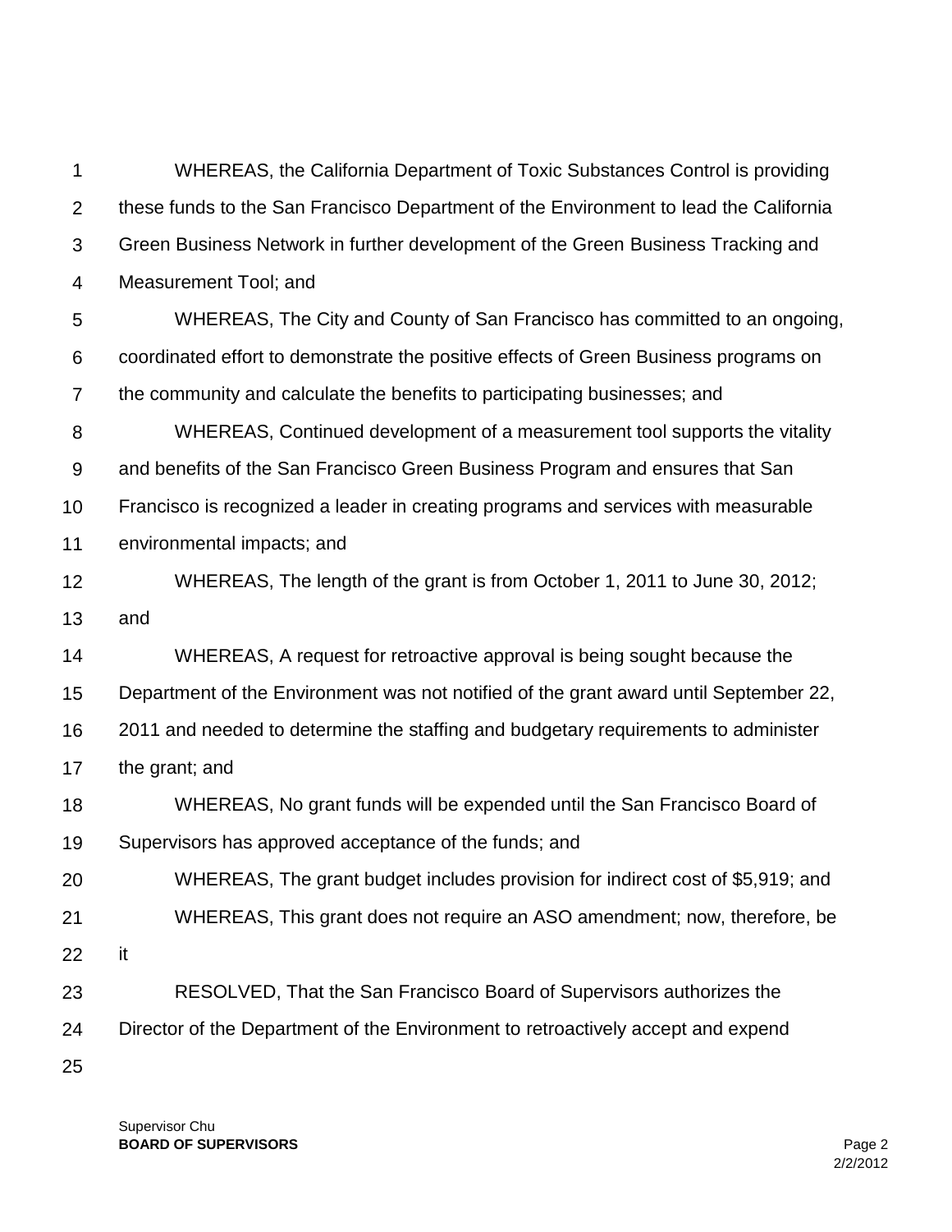WHEREAS, the California Department of Toxic Substances Control is providing these funds to the San Francisco Department of the Environment to lead the California Green Business Network in further development of the Green Business Tracking and Measurement Tool; and

WHEREAS, The City and County of San Francisco has committed to an ongoing, coordinated effort to demonstrate the positive effects of Green Business programs on the community and calculate the benefits to participating businesses; and

WHEREAS, Continued development of a measurement tool supports the vitality and benefits of the San Francisco Green Business Program and ensures that San Francisco is recognized a leader in creating programs and services with measurable environmental impacts; and

WHEREAS, The length of the grant is from October 1, 2011 to June 30, 2012; and

WHEREAS, A request for retroactive approval is being sought because the Department of the Environment was not notified of the grant award until September 22, 2011 and needed to determine the staffing and budgetary requirements to administer the grant; and

WHEREAS, No grant funds will be expended until the San Francisco Board of Supervisors has approved acceptance of the funds; and

WHEREAS, The grant budget includes provision for indirect cost of $5,919; and

WHEREAS, This grant does not require an ASO amendment; now, therefore, be it

RESOLVED, That the San Francisco Board of Supervisors authorizes the Director of the Department of the Environment to retroactively accept and expend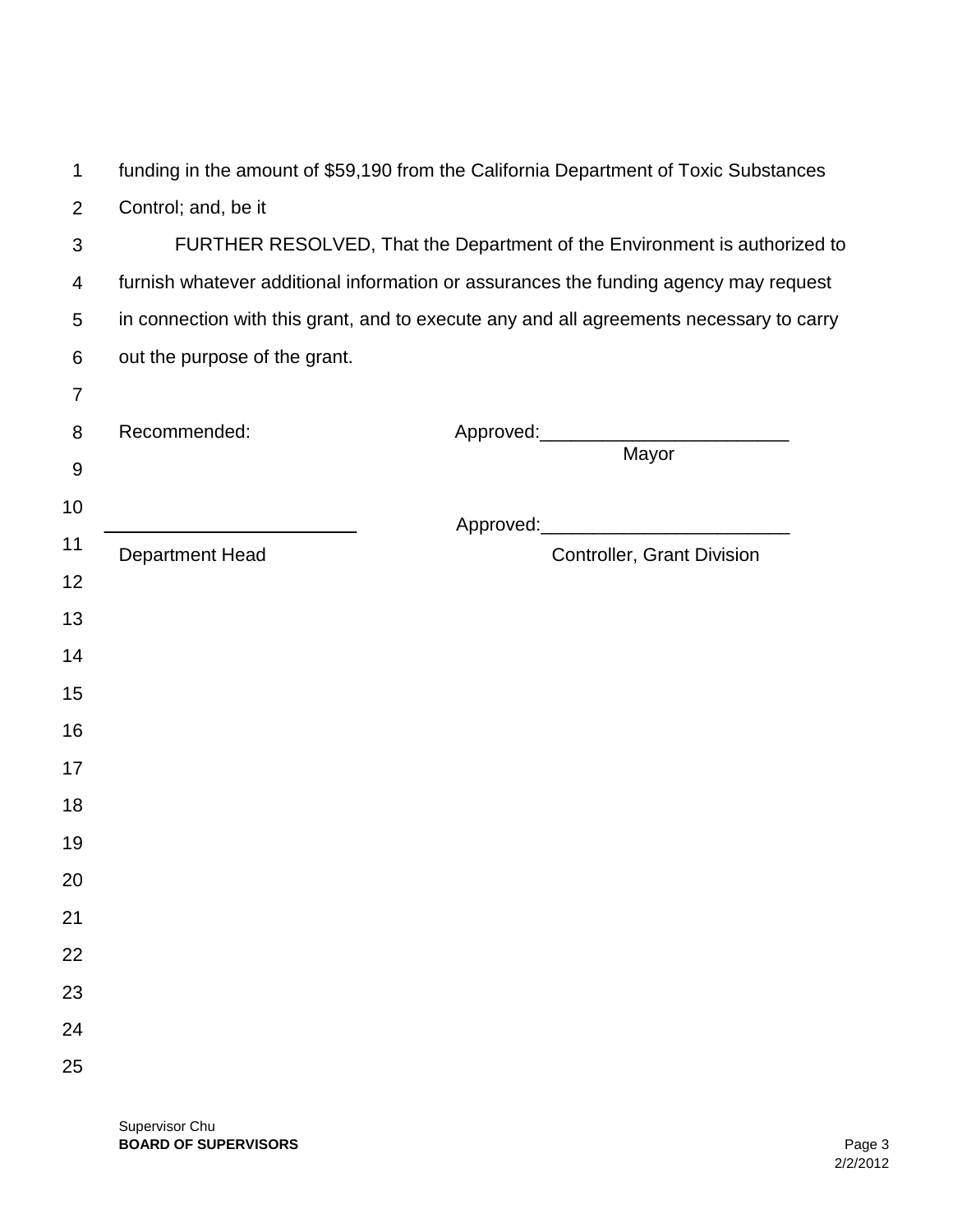funding in the amount of $59,190 from the California Department of Toxic Substances Control; and, be it

FURTHER RESOLVED, That the Department of the Environment is authorized to furnish whatever additional information or assurances the funding agency may request in connection with this grant, and to execute any and all agreements necessary to carry out the purpose of the grant.

Recommended:

\_\_\_\_\_\_\_\_\_\_\_\_\_\_\_\_\_\_\_\_\_\_\_\_
Department Head

Approved:\_\_\_\_\_\_\_\_\_\_\_\_\_\_\_\_\_\_\_\_\_\_\_\_
Mayor

Approved:\_\_\_\_\_\_\_\_\_\_\_\_\_\_\_\_\_\_\_\_\_\_\_\_
Controller, Grant Division